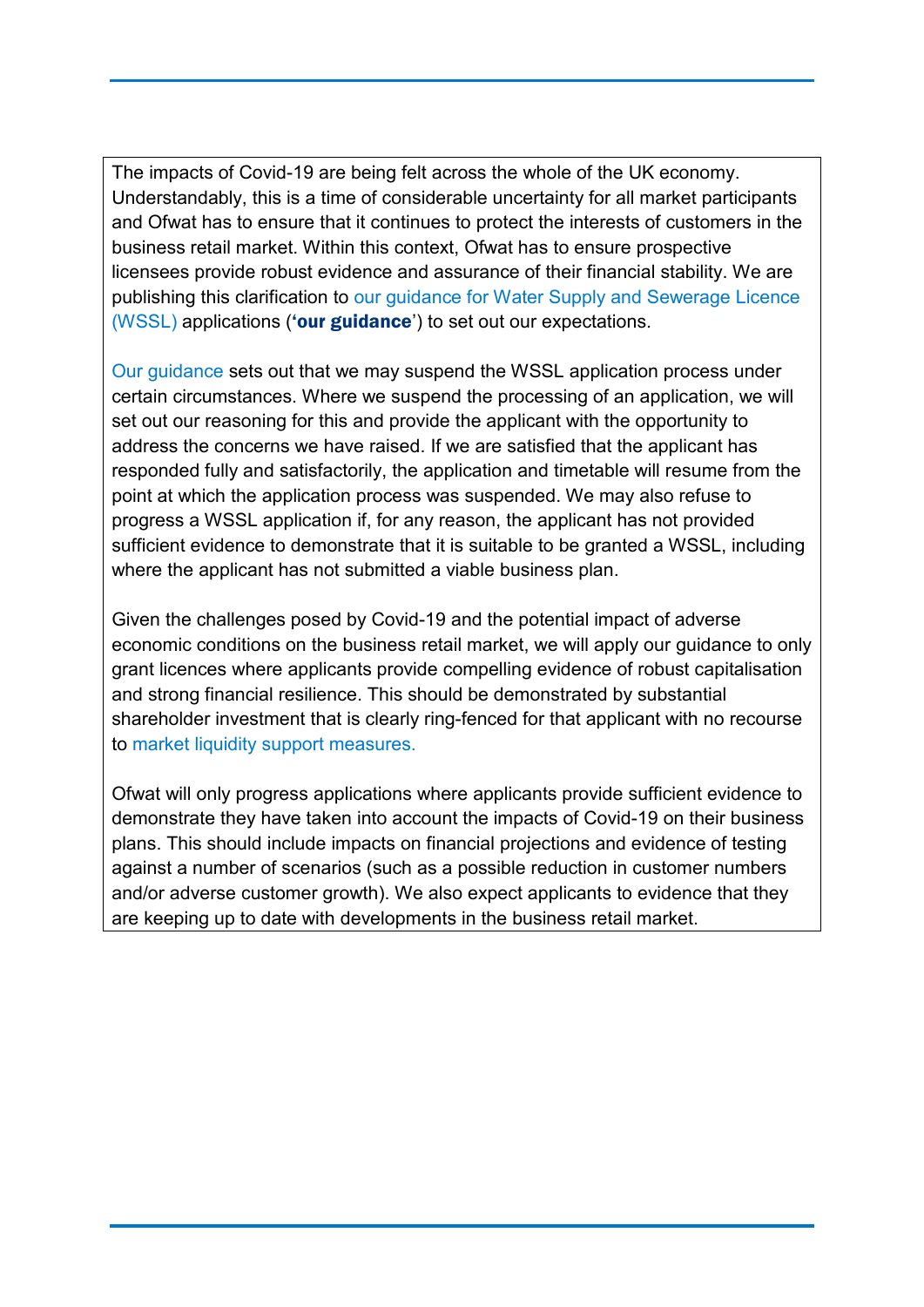The impacts of Covid-19 are being felt across the whole of the UK economy. Understandably, this is a time of considerable uncertainty for all market participants and Ofwat has to ensure that it continues to protect the interests of customers in the business retail market. Within this context, Ofwat has to ensure prospective licensees provide robust evidence and assurance of their financial stability. We are publishing this clarification to our guidance for Water Supply and Sewerage Licence (WSSL) applications (**'our guidance'**) to set out our expectations.

Our guidance sets out that we may suspend the WSSL application process under certain circumstances. Where we suspend the processing of an application, we will set out our reasoning for this and provide the applicant with the opportunity to address the concerns we have raised. If we are satisfied that the applicant has responded fully and satisfactorily, the application and timetable will resume from the point at which the application process was suspended. We may also refuse to progress a WSSL application if, for any reason, the applicant has not provided sufficient evidence to demonstrate that it is suitable to be granted a WSSL, including where the applicant has not submitted a viable business plan.

Given the challenges posed by Covid-19 and the potential impact of adverse economic conditions on the business retail market, we will apply our guidance to only grant licences where applicants provide compelling evidence of robust capitalisation and strong financial resilience. This should be demonstrated by substantial shareholder investment that is clearly ring-fenced for that applicant with no recourse to market liquidity support measures.

Ofwat will only progress applications where applicants provide sufficient evidence to demonstrate they have taken into account the impacts of Covid-19 on their business plans. This should include impacts on financial projections and evidence of testing against a number of scenarios (such as a possible reduction in customer numbers and/or adverse customer growth). We also expect applicants to evidence that they are keeping up to date with developments in the business retail market.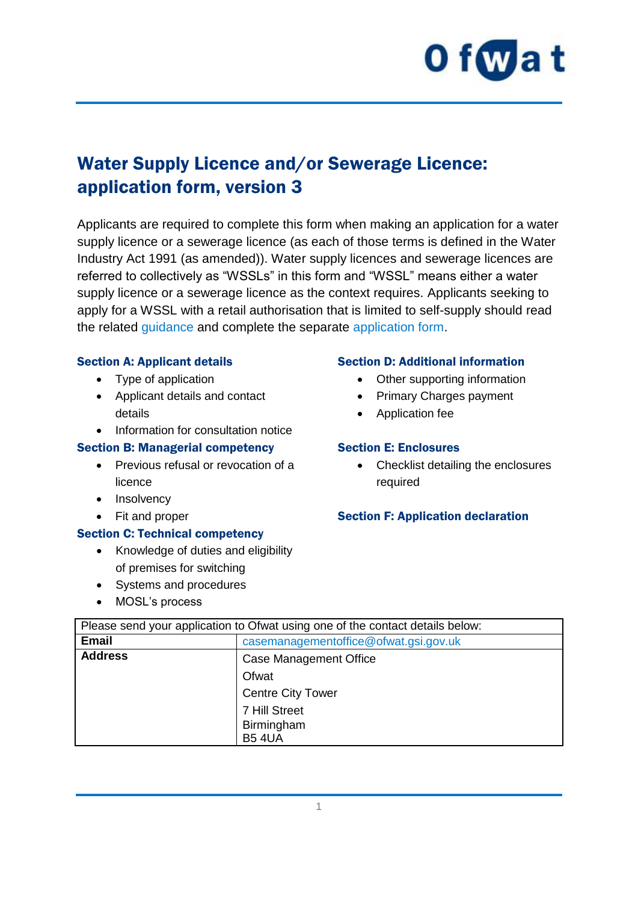# Water Supply Licence and/or Sewerage Licence: application form, version 3

Applicants are required to complete this form when making an application for a water supply licence or a sewerage licence (as each of those terms is defined in the Water Industry Act 1991 (as amended)). Water supply licences and sewerage licences are referred to collectively as "WSSLs" in this form and "WSSL" means either a water supply licence or a sewerage licence as the context requires. Applicants seeking to apply for a WSSL with a retail authorisation that is limited to self-supply should read the related guidance and complete the separate application form.

**Section A: Applicant details**

- Type of application
- Applicant details and contact details
- Information for consultation notice

**Section B: Managerial competency**

- Previous refusal or revocation of a licence
- Insolvency
- Fit and proper

**Section C: Technical competency**

- Knowledge of duties and eligibility of premises for switching
- Systems and procedures
- MOSL's process

**Section D: Additional information**

- Other supporting information
- Primary Charges payment
- Application fee

**Section E: Enclosures**

- Checklist detailing the enclosures required

**Section F: Application declaration**

| Please send your application to Ofwat using one of the contact details below: | |
|---|---|
| **Email** | casemanagementoffice@ofwat.gsi.gov.uk |
| **Address** | Case Management Office<br>Ofwat<br>Centre City Tower<br>7 Hill Street<br>Birmingham<br>B5 4UA |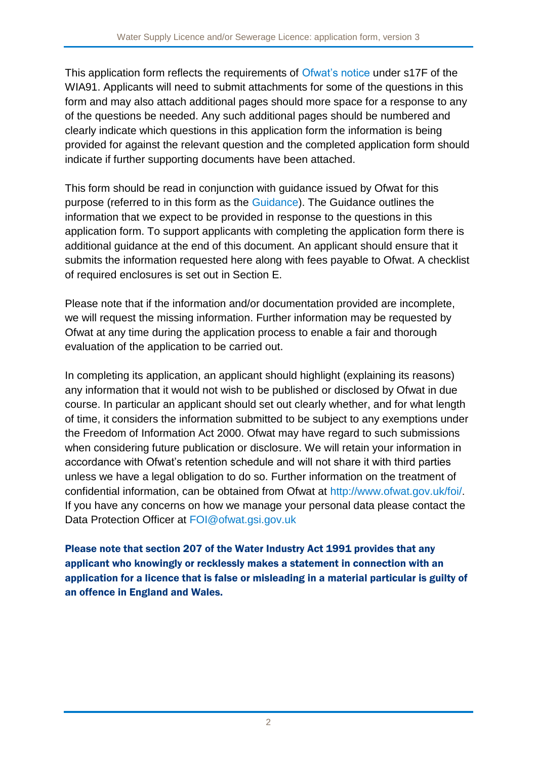This application form reflects the requirements of Ofwat's notice under s17F of the WIA91. Applicants will need to submit attachments for some of the questions in this form and may also attach additional pages should more space for a response to any of the questions be needed. Any such additional pages should be numbered and clearly indicate which questions in this application form the information is being provided for against the relevant question and the completed application form should indicate if further supporting documents have been attached.

This form should be read in conjunction with guidance issued by Ofwat for this purpose (referred to in this form as the Guidance). The Guidance outlines the information that we expect to be provided in response to the questions in this application form. To support applicants with completing the application form there is additional guidance at the end of this document. An applicant should ensure that it submits the information requested here along with fees payable to Ofwat. A checklist of required enclosures is set out in Section E.

Please note that if the information and/or documentation provided are incomplete, we will request the missing information. Further information may be requested by Ofwat at any time during the application process to enable a fair and thorough evaluation of the application to be carried out.

In completing its application, an applicant should highlight (explaining its reasons) any information that it would not wish to be published or disclosed by Ofwat in due course. In particular an applicant should set out clearly whether, and for what length of time, it considers the information submitted to be subject to any exemptions under the Freedom of Information Act 2000. Ofwat may have regard to such submissions when considering future publication or disclosure. We will retain your information in accordance with Ofwat's retention schedule and will not share it with third parties unless we have a legal obligation to do so. Further information on the treatment of confidential information, can be obtained from Ofwat at http://www.ofwat.gov.uk/foi/. If you have any concerns on how we manage your personal data please contact the Data Protection Officer at FOI@ofwat.gsi.gov.uk

**Please note that section 207 of the Water Industry Act 1991 provides that any applicant who knowingly or recklessly makes a statement in connection with an application for a licence that is false or misleading in a material particular is guilty of an offence in England and Wales.**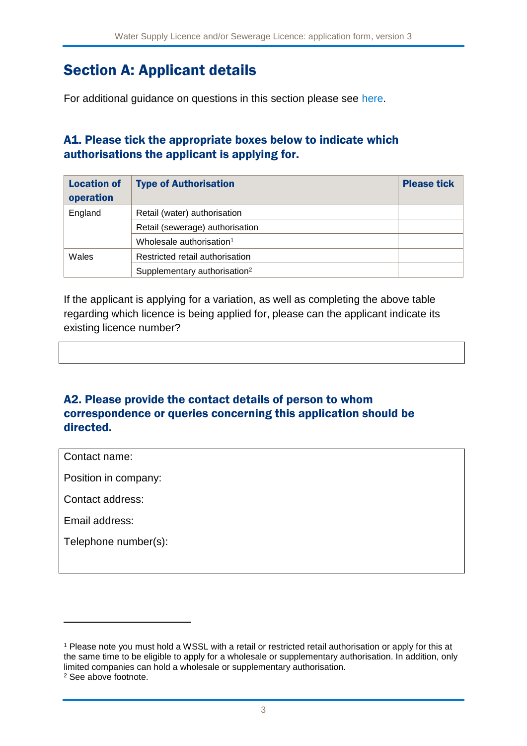## Section A: Applicant details

For additional guidance on questions in this section please see here.

### A1. Please tick the appropriate boxes below to indicate which authorisations the applicant is applying for.

| Location of operation | Type of Authorisation | Please tick |
|---|---|---|
| England | Retail (water) authorisation | |
| | Retail (sewerage) authorisation | |
| | Wholesale authorisation[1] | |
| Wales | Restricted retail authorisation | |
| | Supplementary authorisation[2] | |

If the applicant is applying for a variation, as well as completing the above table regarding which licence is being applied for, please can the applicant indicate its existing licence number?

### A2. Please provide the contact details of person to whom correspondence or queries concerning this application should be directed.

Contact name:

Position in company:

Contact address:

Email address:

Telephone number(s):

---

[1] Please note you must hold a WSSL with a retail or restricted retail authorisation or apply for this at the same time to be eligible to apply for a wholesale or supplementary authorisation. In addition, only limited companies can hold a wholesale or supplementary authorisation.

[2] See above footnote.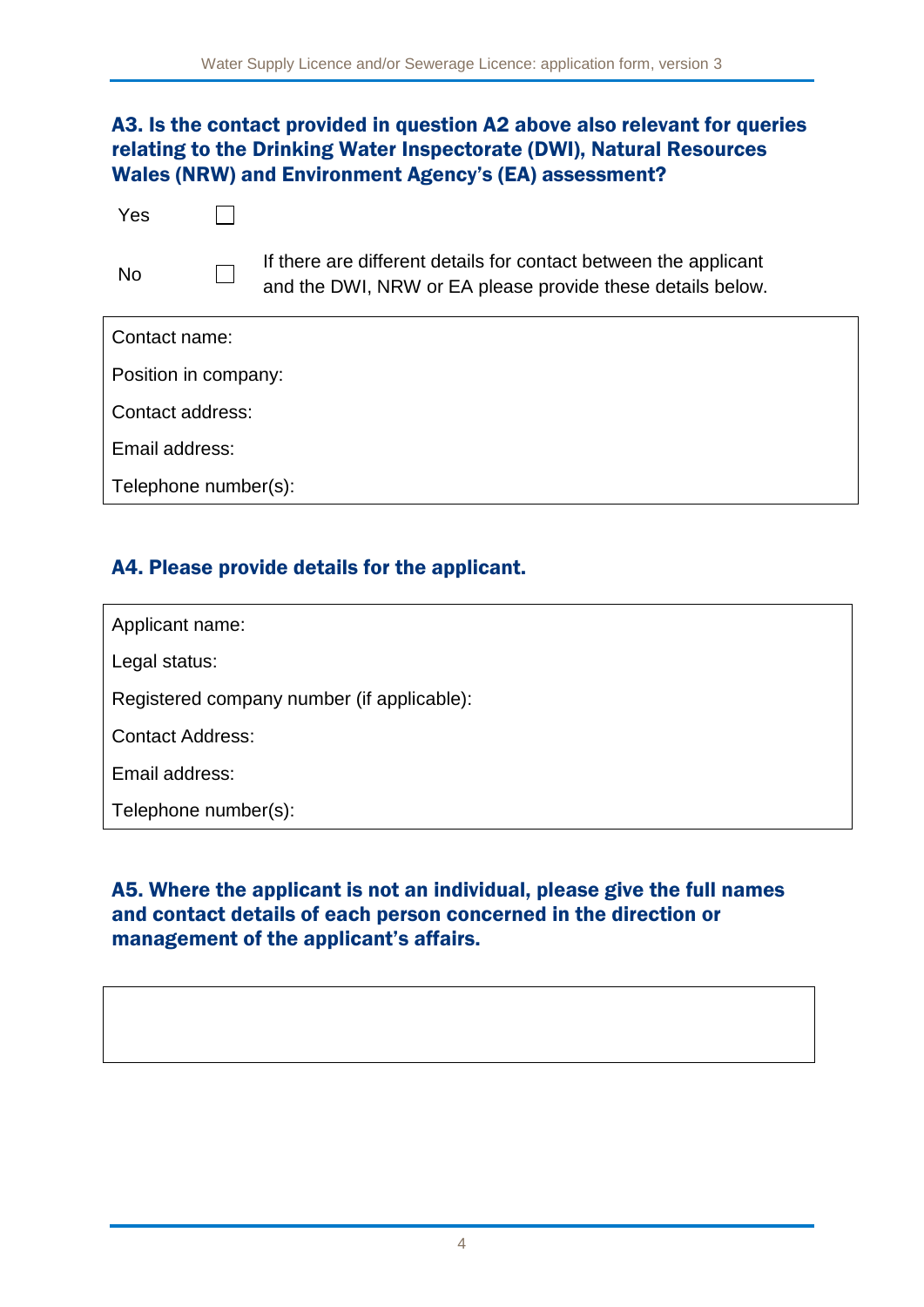### A3. Is the contact provided in question A2 above also relevant for queries relating to the Drinking Water Inspectorate (DWI), Natural Resources Wales (NRW) and Environment Agency's (EA) assessment?

Yes ☐

No ☐ If there are different details for contact between the applicant and the DWI, NRW or EA please provide these details below.

| Contact name: |
|---|
| Position in company: |
| Contact address: |
| Email address: |
| Telephone number(s): |

### A4. Please provide details for the applicant.

| Applicant name: |
|---|
| Legal status: |
| Registered company number (if applicable): |
| Contact Address: |
| Email address: |
| Telephone number(s): |

### A5. Where the applicant is not an individual, please give the full names and contact details of each person concerned in the direction or management of the applicant's affairs.

| |
|---|
| |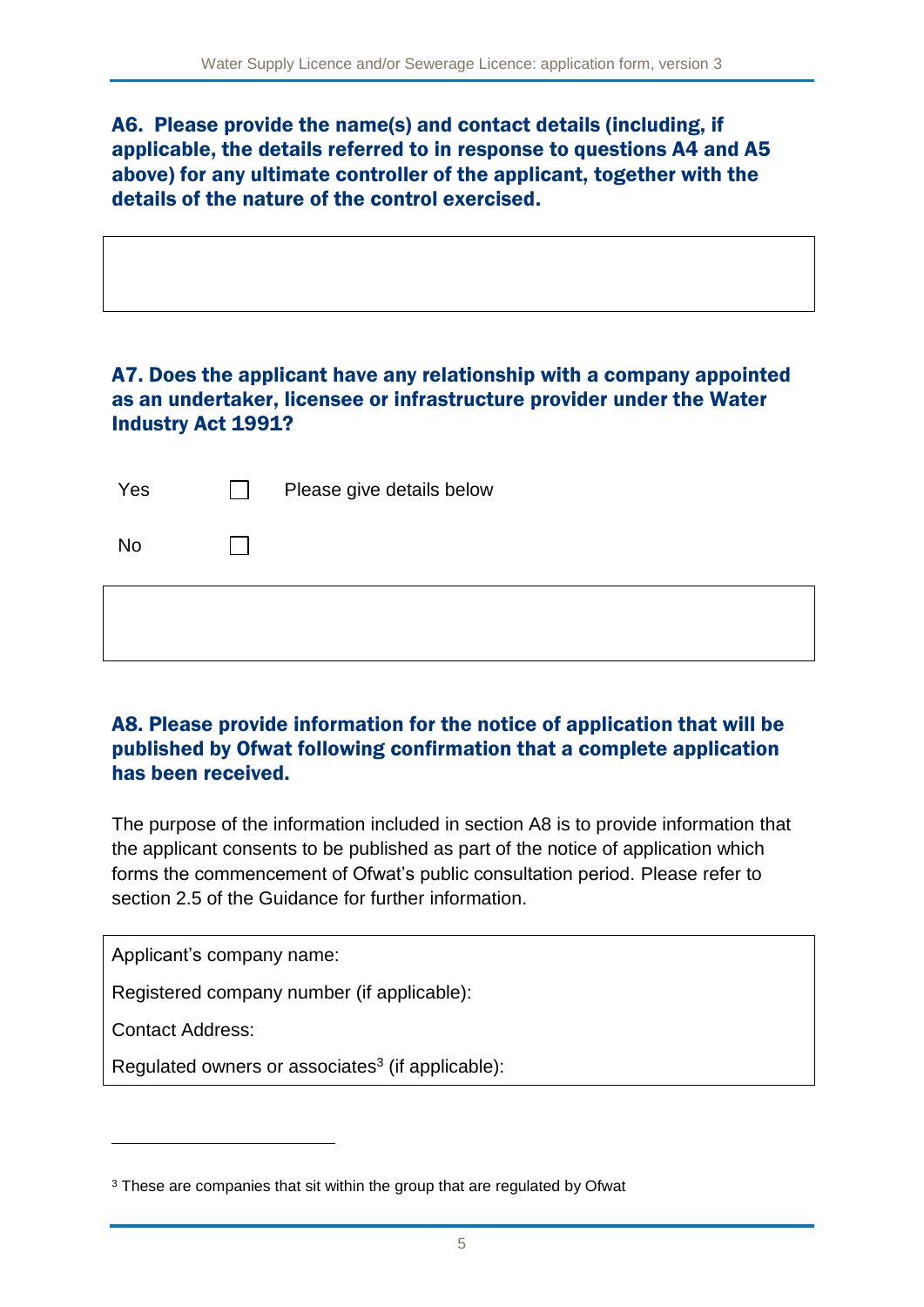### A6. Please provide the name(s) and contact details (including, if applicable, the details referred to in response to questions A4 and A5 above) for any ultimate controller of the applicant, together with the details of the nature of the control exercised.

| |
|---|
| |

### A7. Does the applicant have any relationship with a company appointed as an undertaker, licensee or infrastructure provider under the Water Industry Act 1991?

| | | |
|---|---|---|
| Yes | ☐ | Please give details below |
| No | ☐ | |

| |
|---|
| |

### A8. Please provide information for the notice of application that will be published by Ofwat following confirmation that a complete application has been received.

The purpose of the information included in section A8 is to provide information that the applicant consents to be published as part of the notice of application which forms the commencement of Ofwat's public consultation period. Please refer to section 2.5 of the Guidance for further information.

| |
|---|
| Applicant's company name: |
| Registered company number (if applicable): |
| Contact Address: |
| Regulated owners or associates[3] (if applicable): |

[3] These are companies that sit within the group that are regulated by Ofwat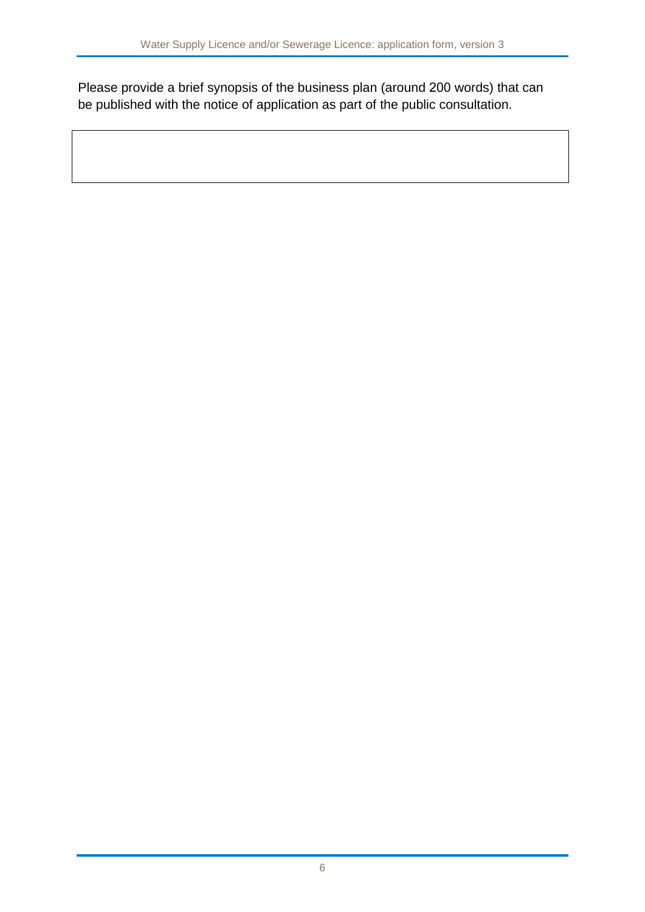Please provide a brief synopsis of the business plan (around 200 words) that can be published with the notice of application as part of the public consultation.

| |
|---|
| |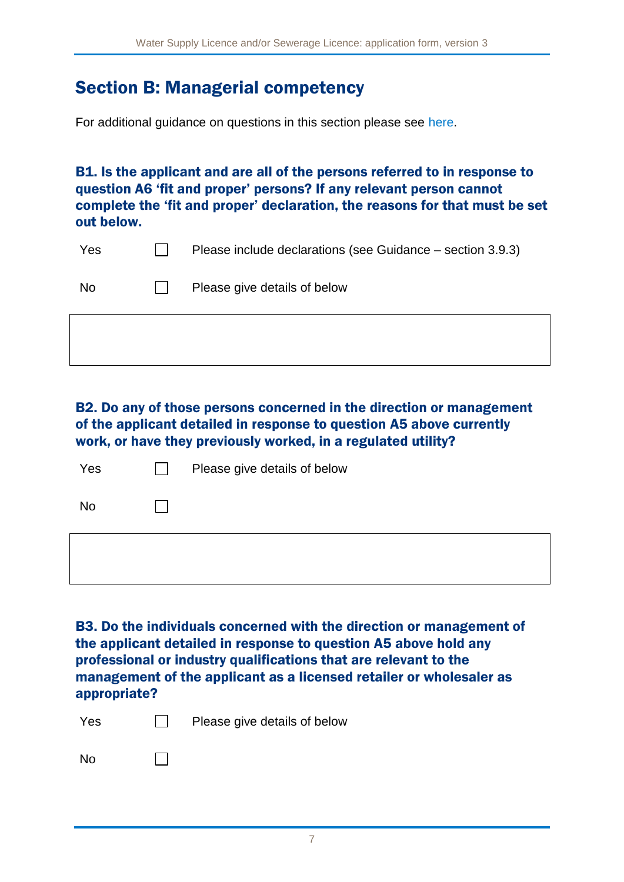## Section B: Managerial competency

For additional guidance on questions in this section please see here.

### B1. Is the applicant and are all of the persons referred to in response to question A6 ‘fit and proper’ persons? If any relevant person cannot complete the ‘fit and proper’ declaration, the reasons for that must be set out below.

| | | |
|---|---|---|
| Yes | ☐ | Please include declarations (see Guidance – section 3.9.3) |
| No | ☐ | Please give details of below |

### B2. Do any of those persons concerned in the direction or management of the applicant detailed in response to question A5 above currently work, or have they previously worked, in a regulated utility?

| | | |
|---|---|---|
| Yes | ☐ | Please give details of below |
| No | ☐ | |

### B3. Do the individuals concerned with the direction or management of the applicant detailed in response to question A5 above hold any professional or industry qualifications that are relevant to the management of the applicant as a licensed retailer or wholesaler as appropriate?

| | | |
|---|---|---|
| Yes | ☐ | Please give details of below |
| No | ☐ | |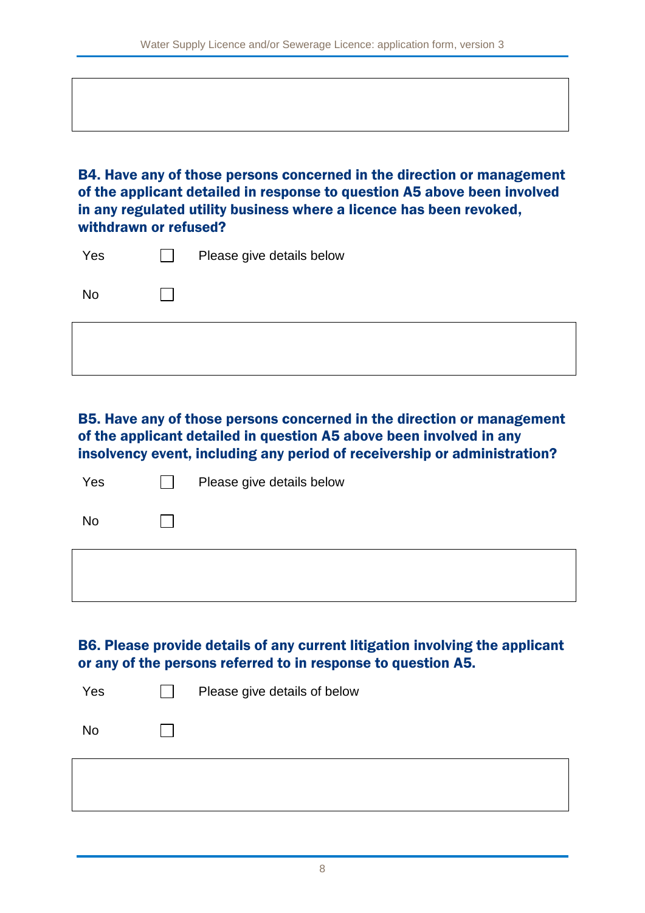**B4. Have any of those persons concerned in the direction or management of the applicant detailed in response to question A5 above been involved in any regulated utility business where a licence has been revoked, withdrawn or refused?**

Yes ☐ Please give details below

No ☐

**B5. Have any of those persons concerned in the direction or management of the applicant detailed in question A5 above been involved in any insolvency event, including any period of receivership or administration?**

Yes ☐ Please give details below

No ☐

**B6. Please provide details of any current litigation involving the applicant or any of the persons referred to in response to question A5.**

Yes ☐ Please give details of below

No ☐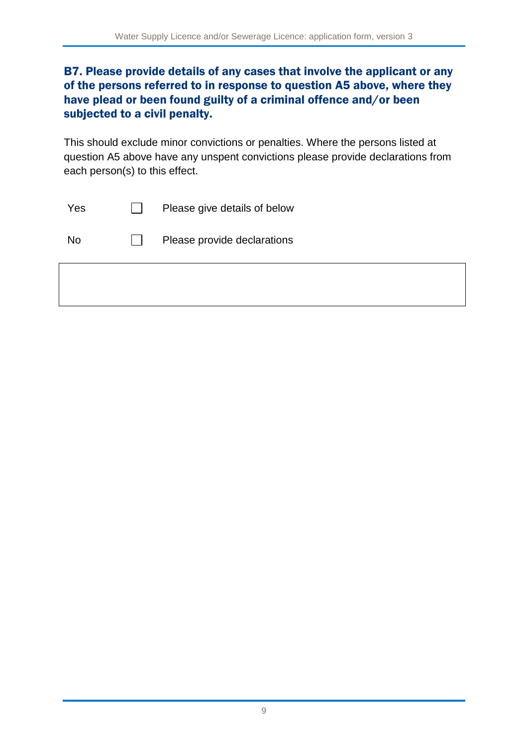### B7. Please provide details of any cases that involve the applicant or any of the persons referred to in response to question A5 above, where they have plead or been found guilty of a criminal offence and/or been subjected to a civil penalty.

This should exclude minor convictions or penalties. Where the persons listed at question A5 above have any unspent convictions please provide declarations from each person(s) to this effect.

| | | |
|---|---|---|
| Yes | ☐ | Please give details of below |
| No | ☐ | Please provide declarations |

| |
|---|
| |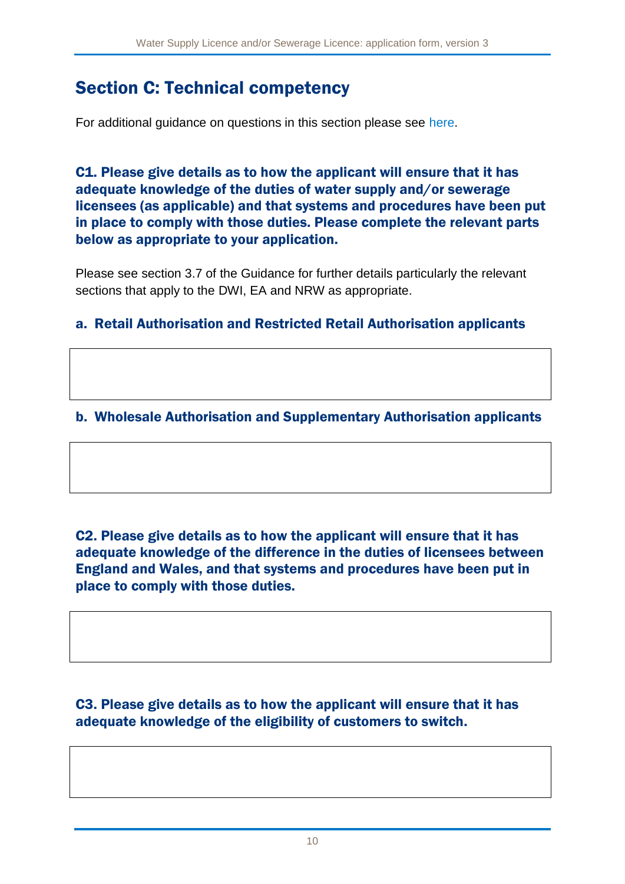## Section C: Technical competency

For additional guidance on questions in this section please see here.

### C1. Please give details as to how the applicant will ensure that it has adequate knowledge of the duties of water supply and/or sewerage licensees (as applicable) and that systems and procedures have been put in place to comply with those duties. Please complete the relevant parts below as appropriate to your application.

Please see section 3.7 of the Guidance for further details particularly the relevant sections that apply to the DWI, EA and NRW as appropriate.

#### a. Retail Authorisation and Restricted Retail Authorisation applicants

#### b. Wholesale Authorisation and Supplementary Authorisation applicants

### C2. Please give details as to how the applicant will ensure that it has adequate knowledge of the difference in the duties of licensees between England and Wales, and that systems and procedures have been put in place to comply with those duties.

### C3. Please give details as to how the applicant will ensure that it has adequate knowledge of the eligibility of customers to switch.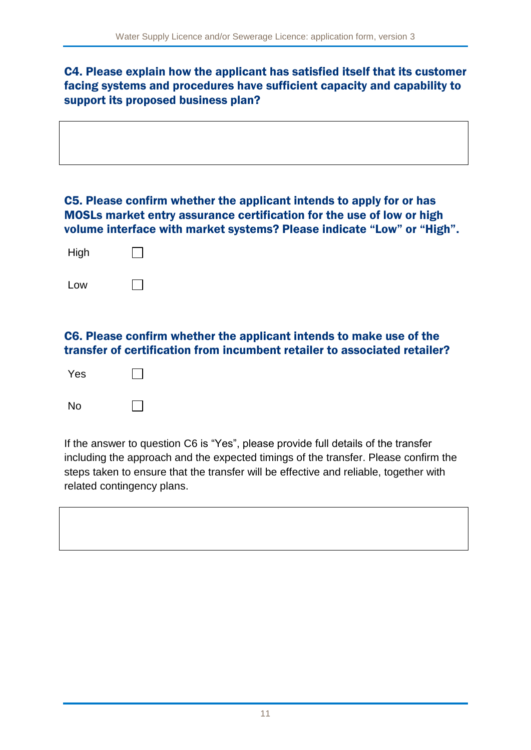### C4. Please explain how the applicant has satisfied itself that its customer facing systems and procedures have sufficient capacity and capability to support its proposed business plan?

| |
|---|
| |

### C5. Please confirm whether the applicant intends to apply for or has MOSLs market entry assurance certification for the use of low or high volume interface with market systems? Please indicate "Low" or "High".

High ☐

Low ☐

### C6. Please confirm whether the applicant intends to make use of the transfer of certification from incumbent retailer to associated retailer?

Yes ☐

No ☐

If the answer to question C6 is "Yes", please provide full details of the transfer including the approach and the expected timings of the transfer. Please confirm the steps taken to ensure that the transfer will be effective and reliable, together with related contingency plans.

| |
|---|
| |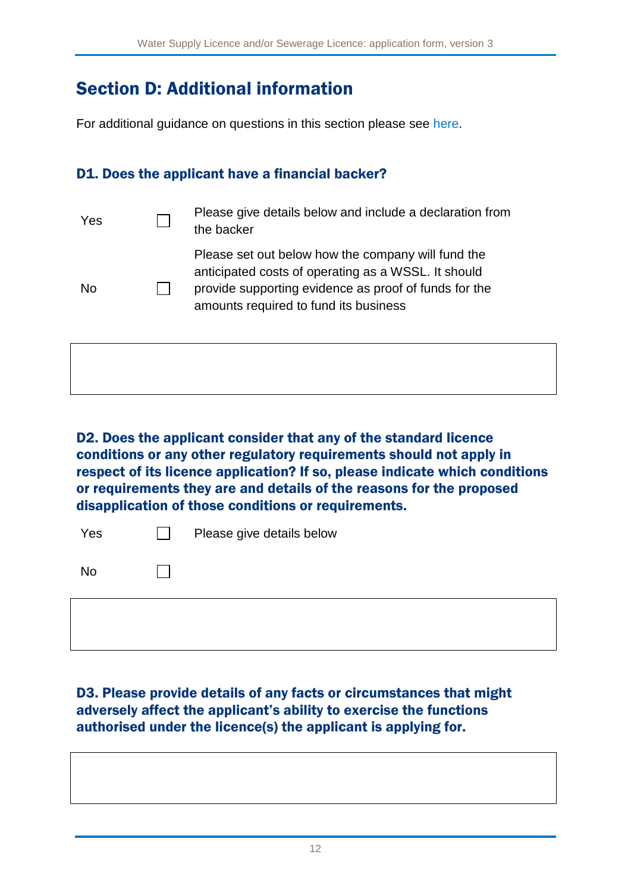## Section D: Additional information

For additional guidance on questions in this section please see here.

### D1. Does the applicant have a financial backer?

| | | |
|---|---|---|
| Yes | ☐ | Please give details below and include a declaration from the backer |
| No | ☐ | Please set out below how the company will fund the anticipated costs of operating as a WSSL. It should provide supporting evidence as proof of funds for the amounts required to fund its business |

| |
|---|
| |

### D2. Does the applicant consider that any of the standard licence conditions or any other regulatory requirements should not apply in respect of its licence application? If so, please indicate which conditions or requirements they are and details of the reasons for the proposed disapplication of those conditions or requirements.

| | | |
|---|---|---|
| Yes | ☐ | Please give details below |
| No | ☐ | |

| |
|---|
| |

### D3. Please provide details of any facts or circumstances that might adversely affect the applicant's ability to exercise the functions authorised under the licence(s) the applicant is applying for.

| |
|---|
| |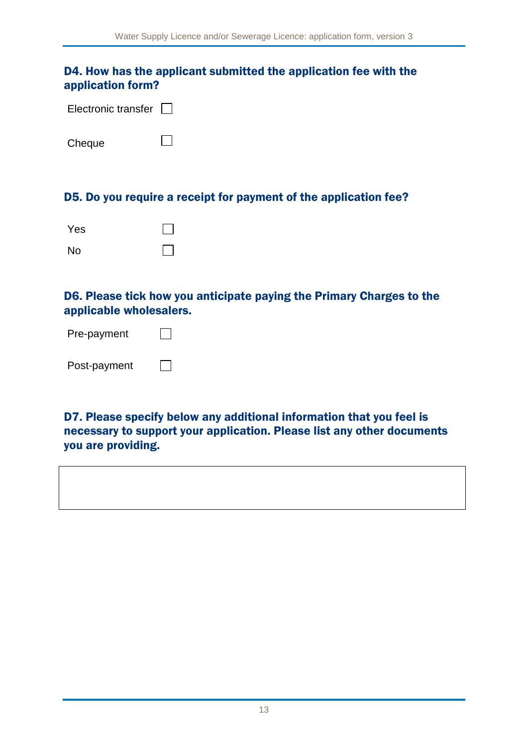### D4. How has the applicant submitted the application fee with the application form?

Electronic transfer ☐

Cheque ☐

### D5. Do you require a receipt for payment of the application fee?

Yes ☐

No ☐

### D6. Please tick how you anticipate paying the Primary Charges to the applicable wholesalers.

Pre-payment ☐

Post-payment ☐

### D7. Please specify below any additional information that you feel is necessary to support your application. Please list any other documents you are providing.

| |
|---|
| |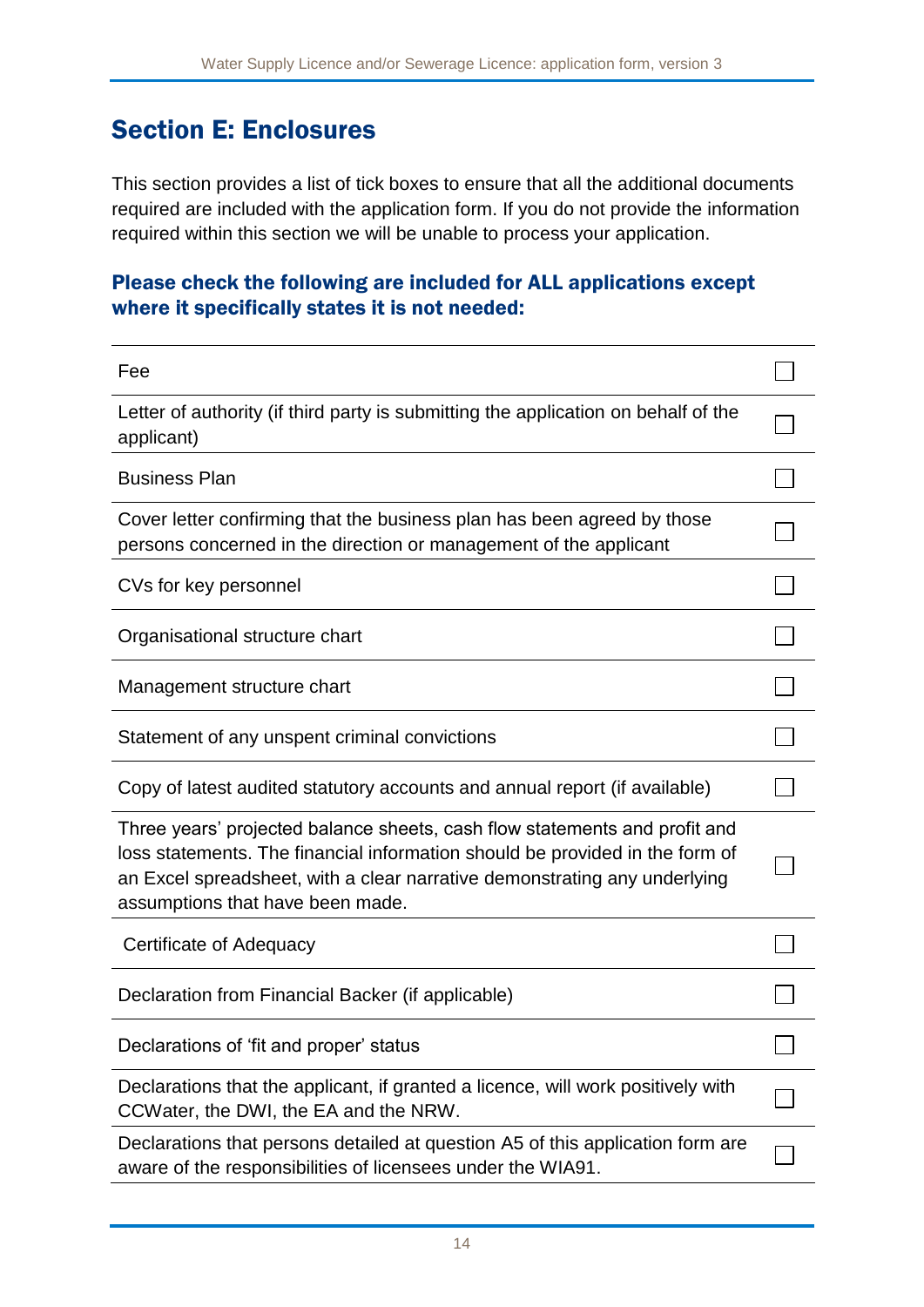## Section E: Enclosures

This section provides a list of tick boxes to ensure that all the additional documents required are included with the application form. If you do not provide the information required within this section we will be unable to process your application.

### Please check the following are included for ALL applications except where it specifically states it is not needed:

| | |
|---|---|
| Fee | ☐ |
| Letter of authority (if third party is submitting the application on behalf of the applicant) | ☐ |
| Business Plan | ☐ |
| Cover letter confirming that the business plan has been agreed by those persons concerned in the direction or management of the applicant | ☐ |
| CVs for key personnel | ☐ |
| Organisational structure chart | ☐ |
| Management structure chart | ☐ |
| Statement of any unspent criminal convictions | ☐ |
| Copy of latest audited statutory accounts and annual report (if available) | ☐ |
| Three years' projected balance sheets, cash flow statements and profit and loss statements. The financial information should be provided in the form of an Excel spreadsheet, with a clear narrative demonstrating any underlying assumptions that have been made. | ☐ |
| Certificate of Adequacy | ☐ |
| Declaration from Financial Backer (if applicable) | ☐ |
| Declarations of 'fit and proper' status | ☐ |
| Declarations that the applicant, if granted a licence, will work positively with CCWater, the DWI, the EA and the NRW. | ☐ |
| Declarations that persons detailed at question A5 of this application form are aware of the responsibilities of licensees under the WIA91. | ☐ |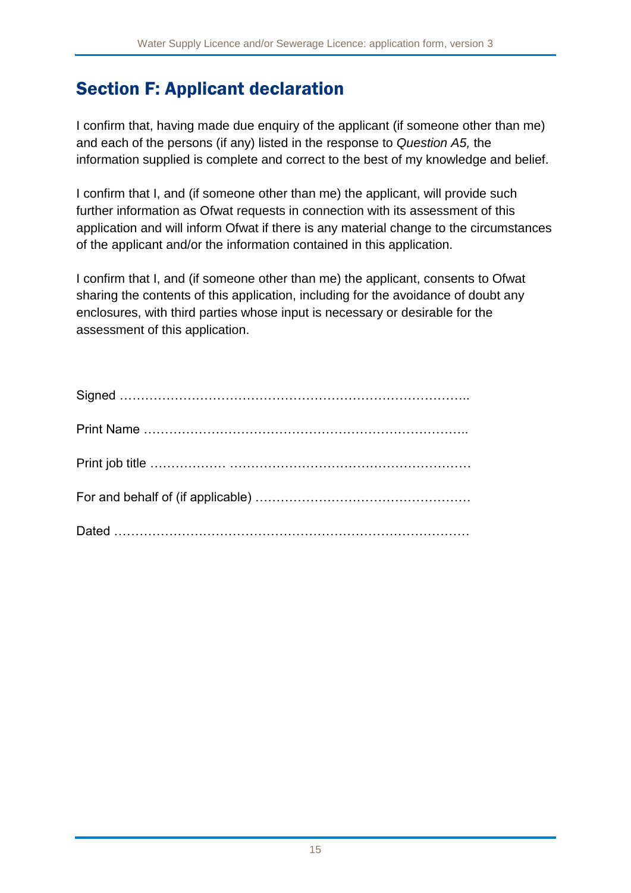## Section F: Applicant declaration

I confirm that, having made due enquiry of the applicant (if someone other than me) and each of the persons (if any) listed in the response to *Question A5,* the information supplied is complete and correct to the best of my knowledge and belief.

I confirm that I, and (if someone other than me) the applicant, will provide such further information as Ofwat requests in connection with its assessment of this application and will inform Ofwat if there is any material change to the circumstances of the applicant and/or the information contained in this application.

I confirm that I, and (if someone other than me) the applicant, consents to Ofwat sharing the contents of this application, including for the avoidance of doubt any enclosures, with third parties whose input is necessary or desirable for the assessment of this application.

Signed …………………………………………………………………………..

Print Name …………………………………………………………………..

Print job title ……………… ……………………………………………….

For and behalf of (if applicable) ……………………………………………

Dated …………………………………………………………………………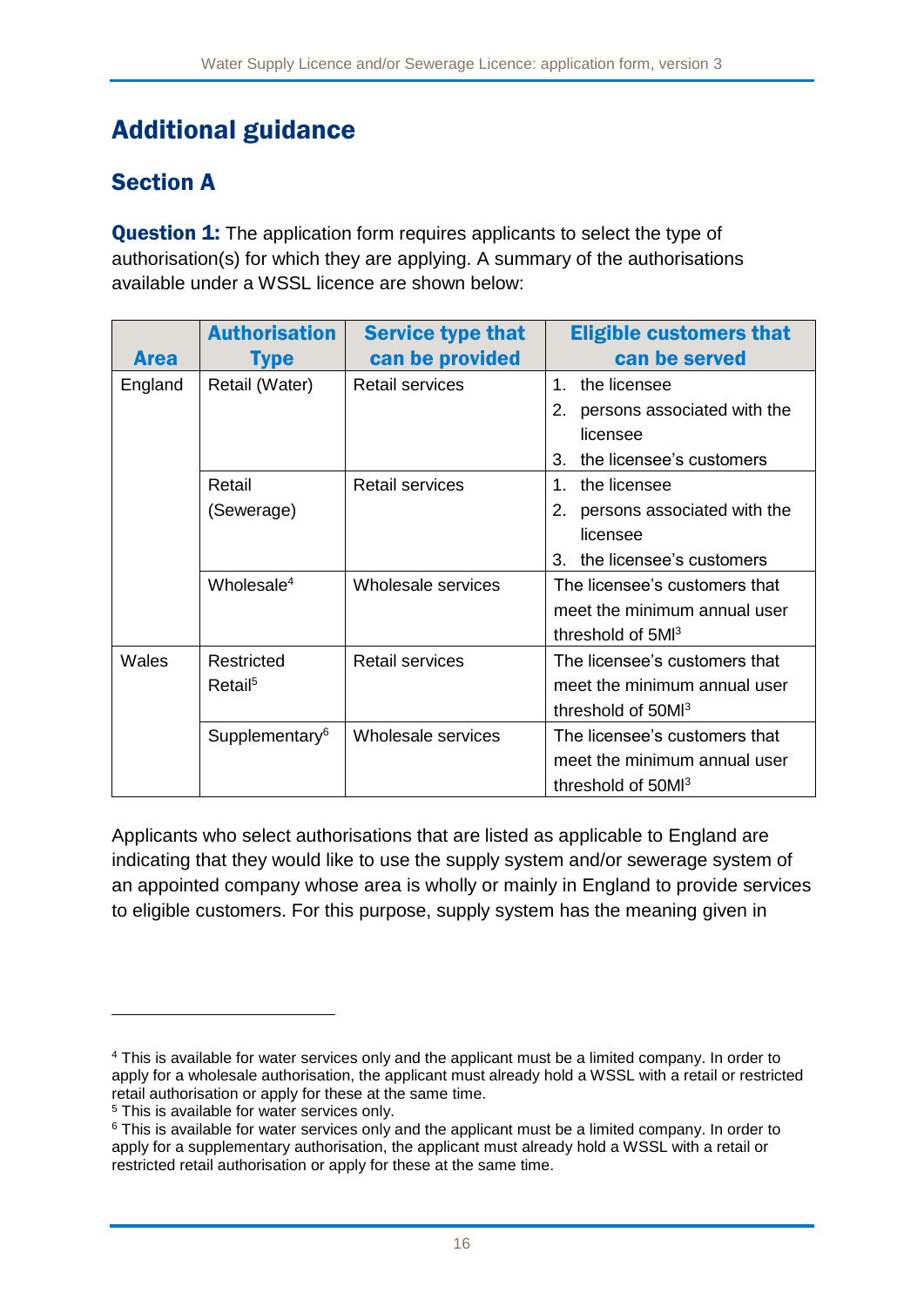# Additional guidance

## Section A

**Question 1:** The application form requires applicants to select the type of authorisation(s) for which they are applying. A summary of the authorisations available under a WSSL licence are shown below:

| Area | Authorisation Type | Service type that can be provided | Eligible customers that can be served |
|---|---|---|---|
| England | Retail (Water) | Retail services | 1. the licensee<br>2. persons associated with the licensee<br>3. the licensee's customers |
| | Retail (Sewerage) | Retail services | 1. the licensee<br>2. persons associated with the licensee<br>3. the licensee's customers |
| | Wholesale[4] | Wholesale services | The licensee's customers that meet the minimum annual user threshold of 5Ml[3] |
| Wales | Restricted Retail[5] | Retail services | The licensee's customers that meet the minimum annual user threshold of 50Ml[3] |
| | Supplementary[6] | Wholesale services | The licensee's customers that meet the minimum annual user threshold of 50Ml[3] |

Applicants who select authorisations that are listed as applicable to England are indicating that they would like to use the supply system and/or sewerage system of an appointed company whose area is wholly or mainly in England to provide services to eligible customers. For this purpose, supply system has the meaning given in

[4] This is available for water services only and the applicant must be a limited company. In order to apply for a wholesale authorisation, the applicant must already hold a WSSL with a retail or restricted retail authorisation or apply for these at the same time.

[5] This is available for water services only.

[6] This is available for water services only and the applicant must be a limited company. In order to apply for a supplementary authorisation, the applicant must already hold a WSSL with a retail or restricted retail authorisation or apply for these at the same time.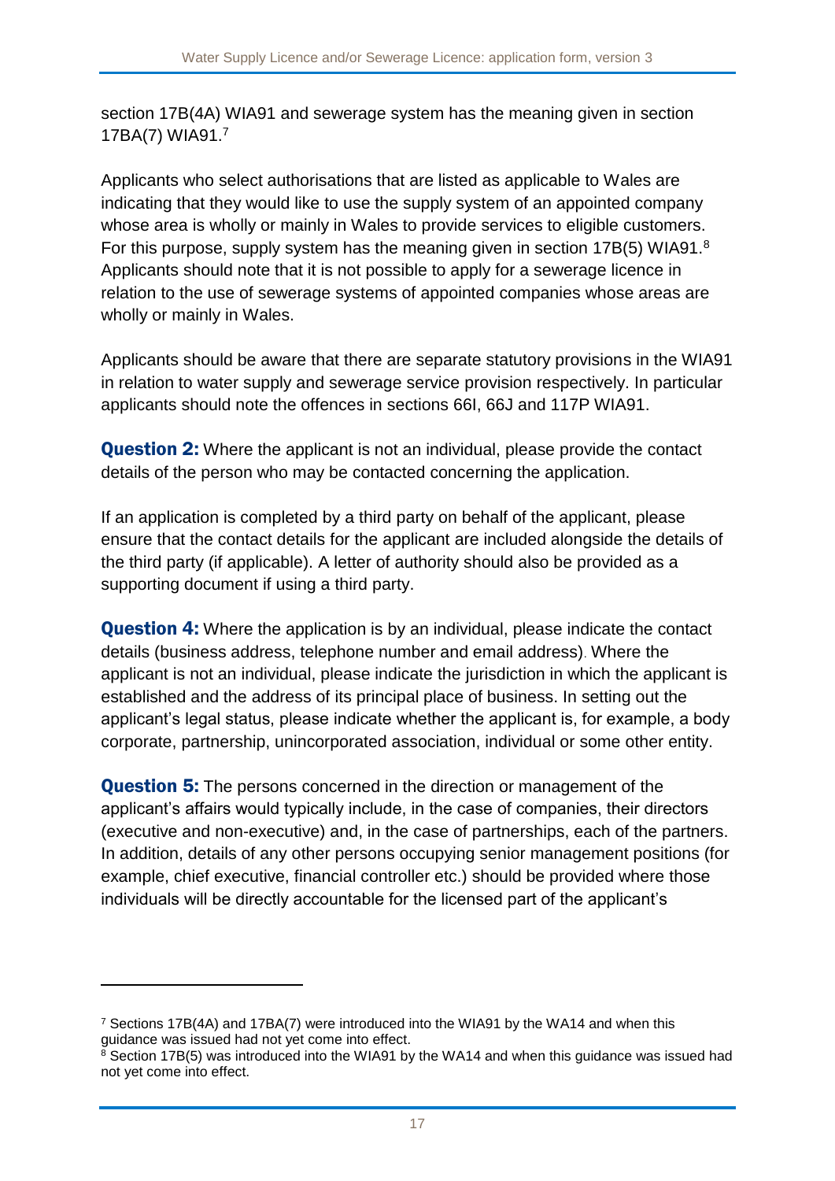section 17B(4A) WIA91 and sewerage system has the meaning given in section 17BA(7) WIA91.[7]

Applicants who select authorisations that are listed as applicable to Wales are indicating that they would like to use the supply system of an appointed company whose area is wholly or mainly in Wales to provide services to eligible customers. For this purpose, supply system has the meaning given in section 17B(5) WIA91.[8] Applicants should note that it is not possible to apply for a sewerage licence in relation to the use of sewerage systems of appointed companies whose areas are wholly or mainly in Wales.

Applicants should be aware that there are separate statutory provisions in the WIA91 in relation to water supply and sewerage service provision respectively. In particular applicants should note the offences in sections 66I, 66J and 117P WIA91.

**Question 2:** Where the applicant is not an individual, please provide the contact details of the person who may be contacted concerning the application.

If an application is completed by a third party on behalf of the applicant, please ensure that the contact details for the applicant are included alongside the details of the third party (if applicable). A letter of authority should also be provided as a supporting document if using a third party.

**Question 4:** Where the application is by an individual, please indicate the contact details (business address, telephone number and email address). Where the applicant is not an individual, please indicate the jurisdiction in which the applicant is established and the address of its principal place of business. In setting out the applicant's legal status, please indicate whether the applicant is, for example, a body corporate, partnership, unincorporated association, individual or some other entity.

**Question 5:** The persons concerned in the direction or management of the applicant's affairs would typically include, in the case of companies, their directors (executive and non-executive) and, in the case of partnerships, each of the partners. In addition, details of any other persons occupying senior management positions (for example, chief executive, financial controller etc.) should be provided where those individuals will be directly accountable for the licensed part of the applicant's

---

[7] Sections 17B(4A) and 17BA(7) were introduced into the WIA91 by the WA14 and when this guidance was issued had not yet come into effect.

[8] Section 17B(5) was introduced into the WIA91 by the WA14 and when this guidance was issued had not yet come into effect.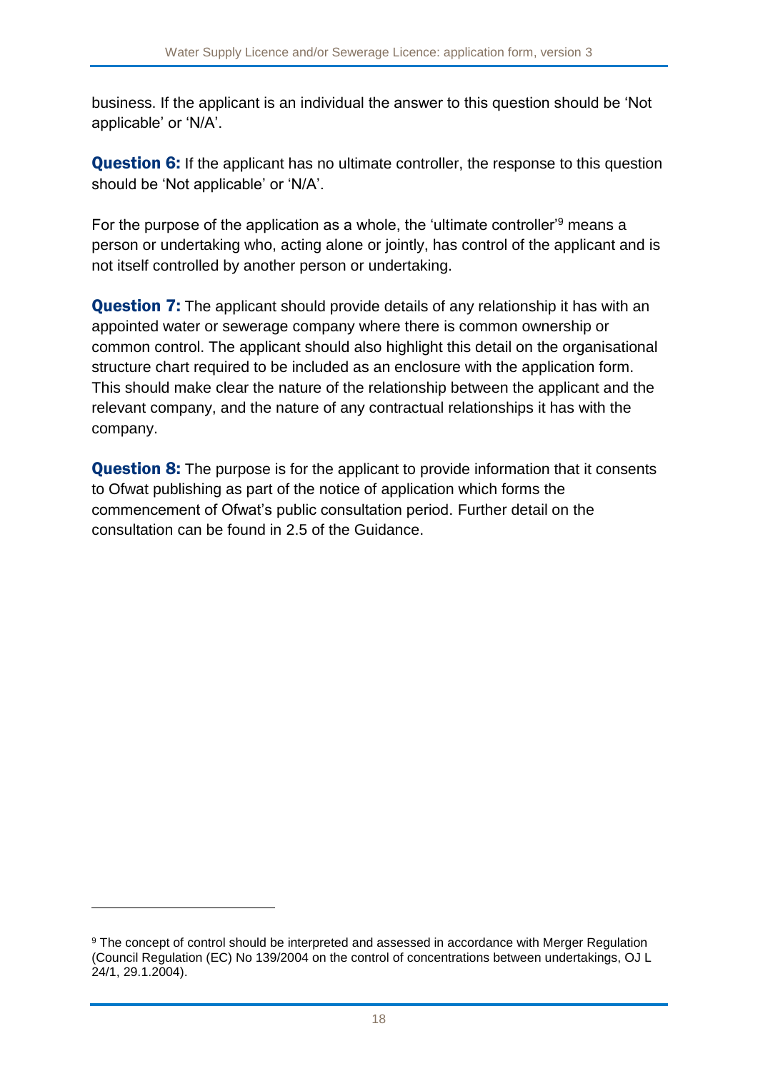business. If the applicant is an individual the answer to this question should be 'Not applicable' or 'N/A'.

**Question 6:** If the applicant has no ultimate controller, the response to this question should be 'Not applicable' or 'N/A'.

For the purpose of the application as a whole, the 'ultimate controller'[9] means a person or undertaking who, acting alone or jointly, has control of the applicant and is not itself controlled by another person or undertaking.

**Question 7:** The applicant should provide details of any relationship it has with an appointed water or sewerage company where there is common ownership or common control. The applicant should also highlight this detail on the organisational structure chart required to be included as an enclosure with the application form. This should make clear the nature of the relationship between the applicant and the relevant company, and the nature of any contractual relationships it has with the company.

**Question 8:** The purpose is for the applicant to provide information that it consents to Ofwat publishing as part of the notice of application which forms the commencement of Ofwat's public consultation period. Further detail on the consultation can be found in 2.5 of the Guidance.

---

[9] The concept of control should be interpreted and assessed in accordance with Merger Regulation (Council Regulation (EC) No 139/2004 on the control of concentrations between undertakings, OJ L 24/1, 29.1.2004).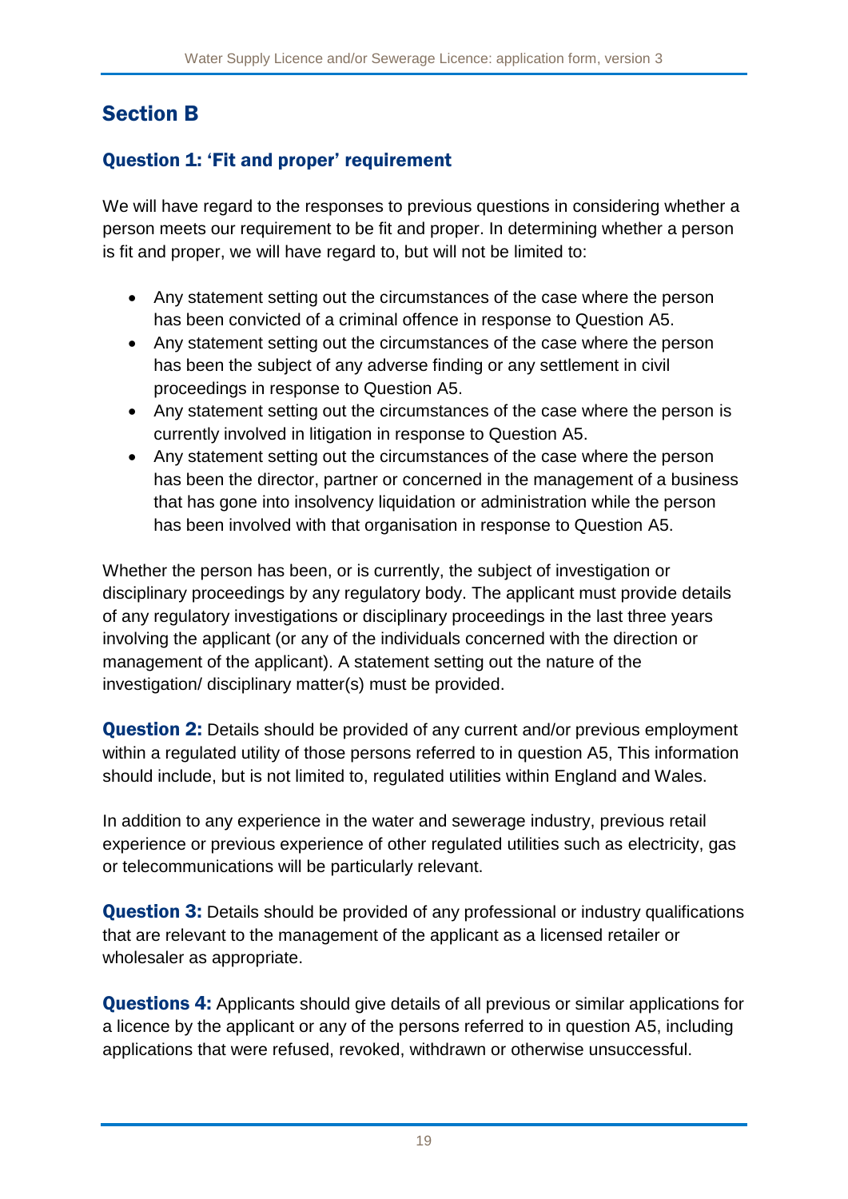## Section B

### Question 1: 'Fit and proper' requirement

We will have regard to the responses to previous questions in considering whether a person meets our requirement to be fit and proper. In determining whether a person is fit and proper, we will have regard to, but will not be limited to:

- Any statement setting out the circumstances of the case where the person has been convicted of a criminal offence in response to Question A5.
- Any statement setting out the circumstances of the case where the person has been the subject of any adverse finding or any settlement in civil proceedings in response to Question A5.
- Any statement setting out the circumstances of the case where the person is currently involved in litigation in response to Question A5.
- Any statement setting out the circumstances of the case where the person has been the director, partner or concerned in the management of a business that has gone into insolvency liquidation or administration while the person has been involved with that organisation in response to Question A5.

Whether the person has been, or is currently, the subject of investigation or disciplinary proceedings by any regulatory body. The applicant must provide details of any regulatory investigations or disciplinary proceedings in the last three years involving the applicant (or any of the individuals concerned with the direction or management of the applicant). A statement setting out the nature of the investigation/ disciplinary matter(s) must be provided.

**Question 2:** Details should be provided of any current and/or previous employment within a regulated utility of those persons referred to in question A5, This information should include, but is not limited to, regulated utilities within England and Wales.

In addition to any experience in the water and sewerage industry, previous retail experience or previous experience of other regulated utilities such as electricity, gas or telecommunications will be particularly relevant.

**Question 3:** Details should be provided of any professional or industry qualifications that are relevant to the management of the applicant as a licensed retailer or wholesaler as appropriate.

**Questions 4:** Applicants should give details of all previous or similar applications for a licence by the applicant or any of the persons referred to in question A5, including applications that were refused, revoked, withdrawn or otherwise unsuccessful.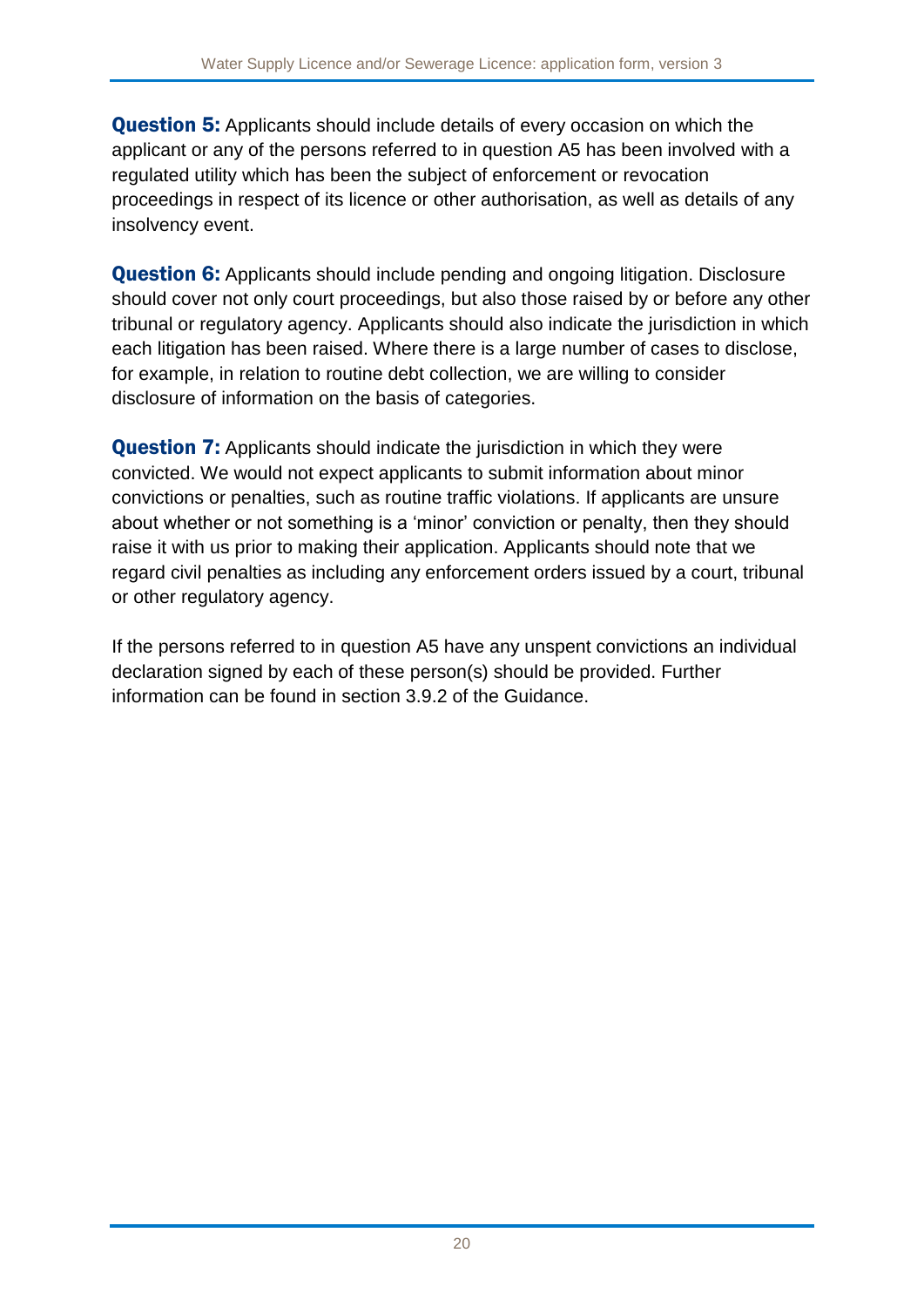**Question 5:** Applicants should include details of every occasion on which the applicant or any of the persons referred to in question A5 has been involved with a regulated utility which has been the subject of enforcement or revocation proceedings in respect of its licence or other authorisation, as well as details of any insolvency event.

**Question 6:** Applicants should include pending and ongoing litigation. Disclosure should cover not only court proceedings, but also those raised by or before any other tribunal or regulatory agency. Applicants should also indicate the jurisdiction in which each litigation has been raised. Where there is a large number of cases to disclose, for example, in relation to routine debt collection, we are willing to consider disclosure of information on the basis of categories.

**Question 7:** Applicants should indicate the jurisdiction in which they were convicted. We would not expect applicants to submit information about minor convictions or penalties, such as routine traffic violations. If applicants are unsure about whether or not something is a 'minor' conviction or penalty, then they should raise it with us prior to making their application. Applicants should note that we regard civil penalties as including any enforcement orders issued by a court, tribunal or other regulatory agency.

If the persons referred to in question A5 have any unspent convictions an individual declaration signed by each of these person(s) should be provided. Further information can be found in section 3.9.2 of the Guidance.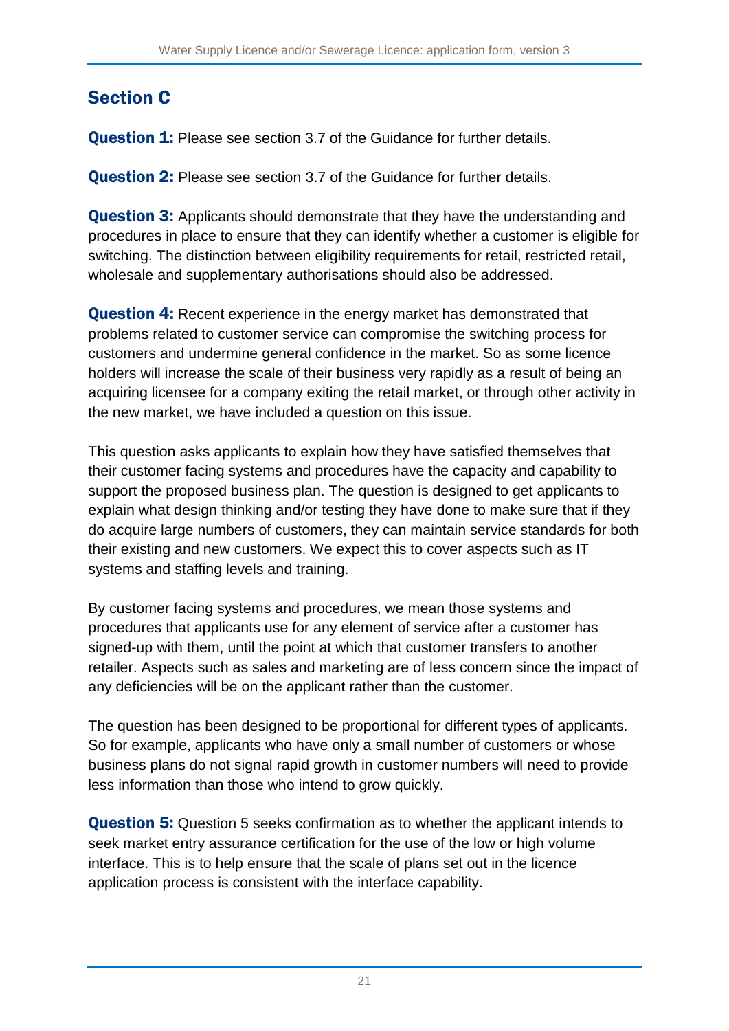## Section C

**Question 1:** Please see section 3.7 of the Guidance for further details.

**Question 2:** Please see section 3.7 of the Guidance for further details.

**Question 3:** Applicants should demonstrate that they have the understanding and procedures in place to ensure that they can identify whether a customer is eligible for switching. The distinction between eligibility requirements for retail, restricted retail, wholesale and supplementary authorisations should also be addressed.

**Question 4:** Recent experience in the energy market has demonstrated that problems related to customer service can compromise the switching process for customers and undermine general confidence in the market. So as some licence holders will increase the scale of their business very rapidly as a result of being an acquiring licensee for a company exiting the retail market, or through other activity in the new market, we have included a question on this issue.

This question asks applicants to explain how they have satisfied themselves that their customer facing systems and procedures have the capacity and capability to support the proposed business plan. The question is designed to get applicants to explain what design thinking and/or testing they have done to make sure that if they do acquire large numbers of customers, they can maintain service standards for both their existing and new customers. We expect this to cover aspects such as IT systems and staffing levels and training.

By customer facing systems and procedures, we mean those systems and procedures that applicants use for any element of service after a customer has signed-up with them, until the point at which that customer transfers to another retailer. Aspects such as sales and marketing are of less concern since the impact of any deficiencies will be on the applicant rather than the customer.

The question has been designed to be proportional for different types of applicants. So for example, applicants who have only a small number of customers or whose business plans do not signal rapid growth in customer numbers will need to provide less information than those who intend to grow quickly.

**Question 5:** Question 5 seeks confirmation as to whether the applicant intends to seek market entry assurance certification for the use of the low or high volume interface. This is to help ensure that the scale of plans set out in the licence application process is consistent with the interface capability.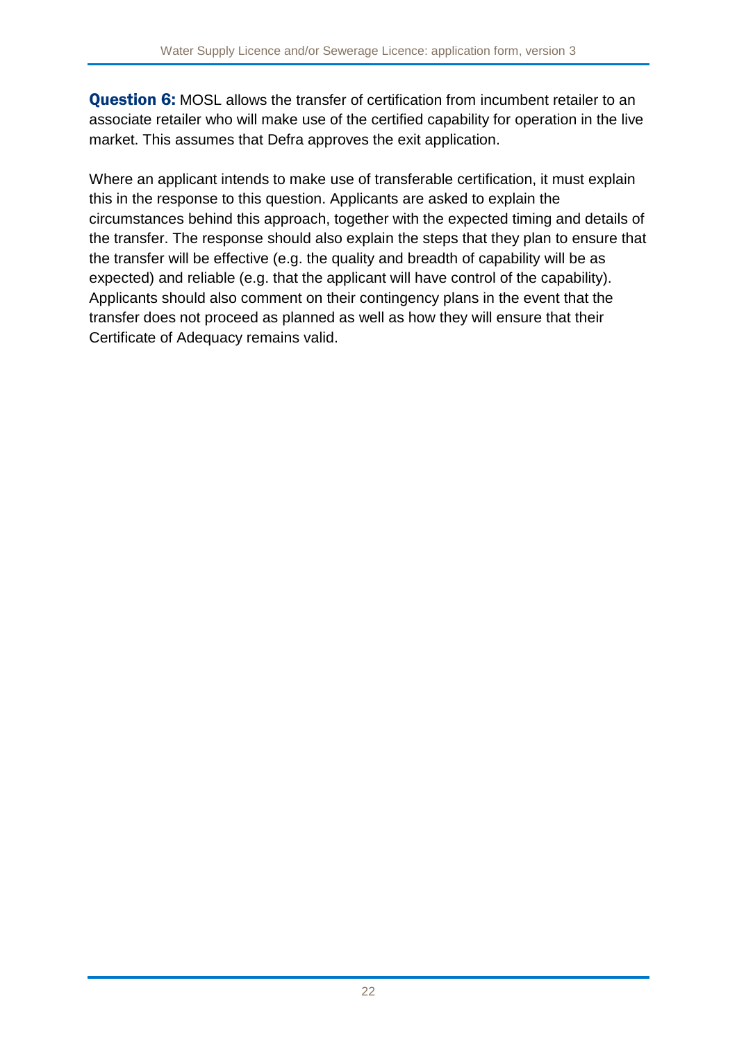**Question 6:** MOSL allows the transfer of certification from incumbent retailer to an associate retailer who will make use of the certified capability for operation in the live market. This assumes that Defra approves the exit application.

Where an applicant intends to make use of transferable certification, it must explain this in the response to this question. Applicants are asked to explain the circumstances behind this approach, together with the expected timing and details of the transfer. The response should also explain the steps that they plan to ensure that the transfer will be effective (e.g. the quality and breadth of capability will be as expected) and reliable (e.g. that the applicant will have control of the capability). Applicants should also comment on their contingency plans in the event that the transfer does not proceed as planned as well as how they will ensure that their Certificate of Adequacy remains valid.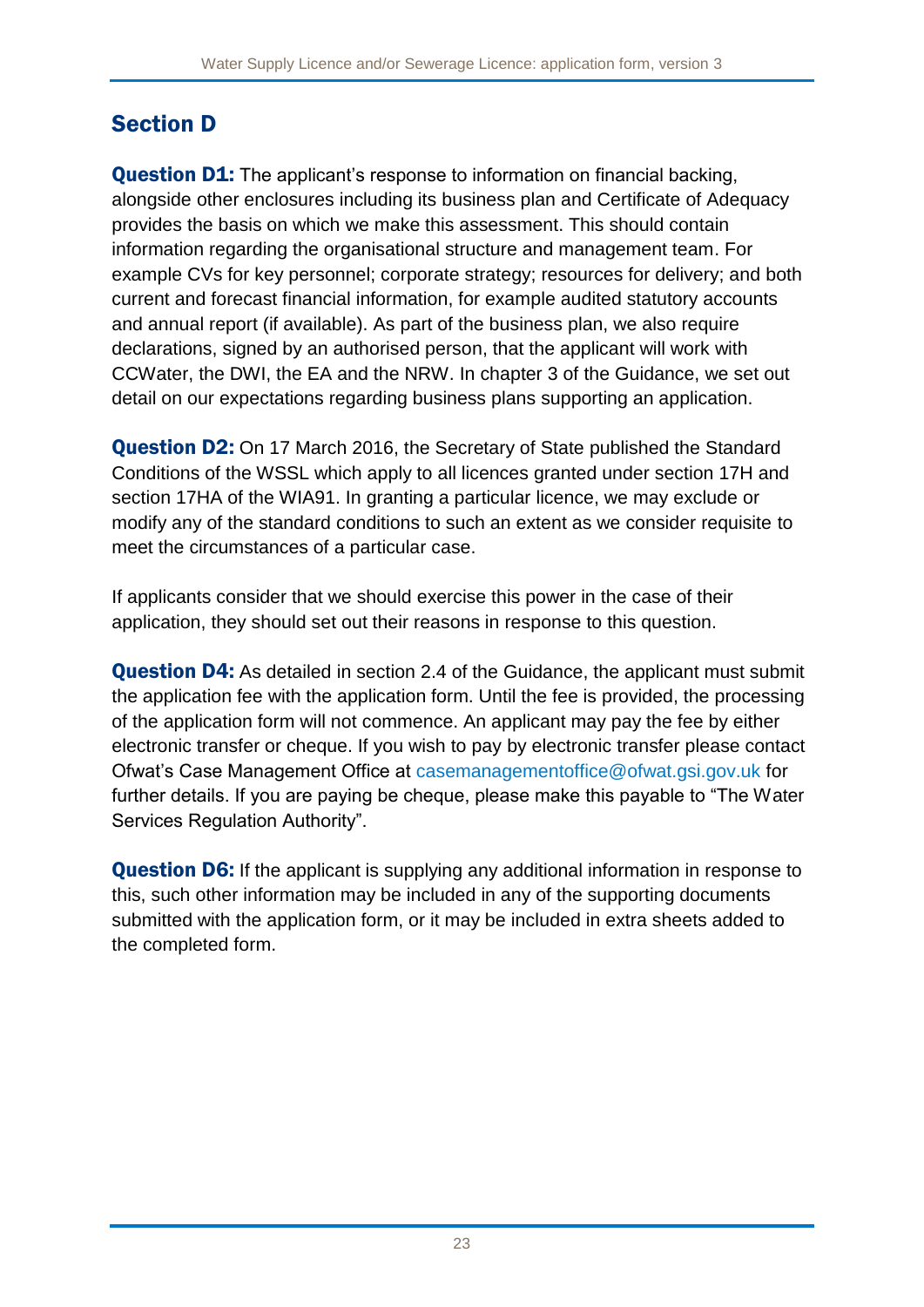## Section D

**Question D1:** The applicant's response to information on financial backing, alongside other enclosures including its business plan and Certificate of Adequacy provides the basis on which we make this assessment. This should contain information regarding the organisational structure and management team. For example CVs for key personnel; corporate strategy; resources for delivery; and both current and forecast financial information, for example audited statutory accounts and annual report (if available). As part of the business plan, we also require declarations, signed by an authorised person, that the applicant will work with CCWater, the DWI, the EA and the NRW. In chapter 3 of the Guidance, we set out detail on our expectations regarding business plans supporting an application.

**Question D2:** On 17 March 2016, the Secretary of State published the Standard Conditions of the WSSL which apply to all licences granted under section 17H and section 17HA of the WIA91. In granting a particular licence, we may exclude or modify any of the standard conditions to such an extent as we consider requisite to meet the circumstances of a particular case.

If applicants consider that we should exercise this power in the case of their application, they should set out their reasons in response to this question.

**Question D4:** As detailed in section 2.4 of the Guidance, the applicant must submit the application fee with the application form. Until the fee is provided, the processing of the application form will not commence. An applicant may pay the fee by either electronic transfer or cheque. If you wish to pay by electronic transfer please contact Ofwat's Case Management Office at casemanagementoffice@ofwat.gsi.gov.uk for further details. If you are paying be cheque, please make this payable to "The Water Services Regulation Authority".

**Question D6:** If the applicant is supplying any additional information in response to this, such other information may be included in any of the supporting documents submitted with the application form, or it may be included in extra sheets added to the completed form.